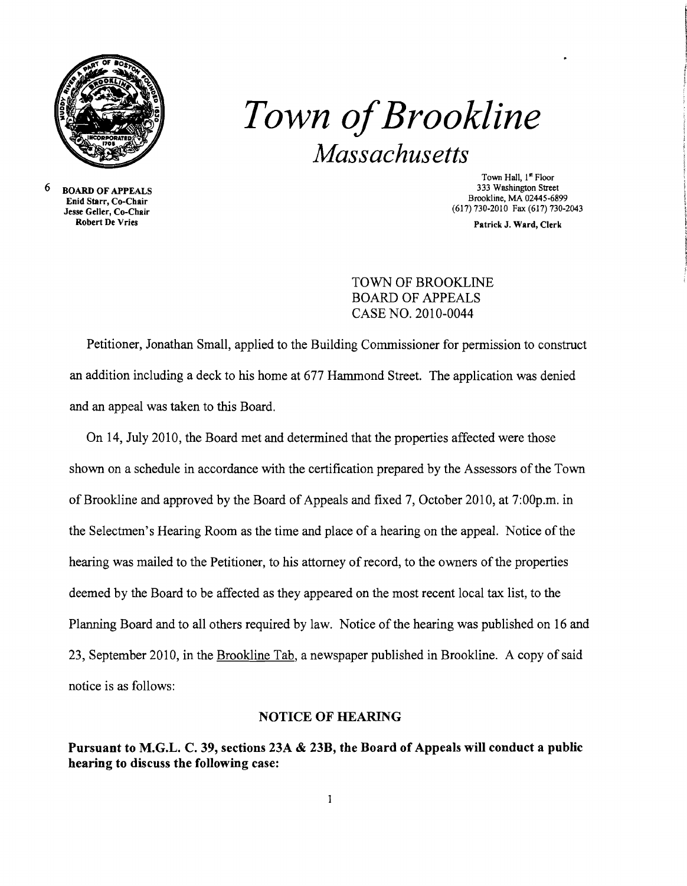# *Town of Brookline*

## *Massachusetts*

6 **BOARD OF APPEALS**
**Enid Starr, Co-Chair**
**Jesse Geller, Co-Chair**
**Robert De Vries**

Town Hall, 1st Floor
333 Washington Street
Brookline, MA 02445-6899
(617) 730-2010 Fax (617) 730-2043

**Patrick J. Ward, Clerk**

TOWN OF BROOKLINE
BOARD OF APPEALS
CASE NO. 2010-0044

Petitioner, Jonathan Small, applied to the Building Commissioner for permission to construct an addition including a deck to his home at 677 Hammond Street. The application was denied and an appeal was taken to this Board.

On 14, July 2010, the Board met and determined that the properties affected were those shown on a schedule in accordance with the certification prepared by the Assessors of the Town of Brookline and approved by the Board of Appeals and fixed 7, October 2010, at 7:00p.m. in the Selectmen's Hearing Room as the time and place of a hearing on the appeal. Notice of the hearing was mailed to the Petitioner, to his attorney of record, to the owners of the properties deemed by the Board to be affected as they appeared on the most recent local tax list, to the Planning Board and to all others required by law. Notice of the hearing was published on 16 and 23, September 2010, in the Brookline Tab, a newspaper published in Brookline. A copy of said notice is as follows:

### NOTICE OF HEARING

**Pursuant to M.G.L. C. 39, sections 23A & 23B, the Board of Appeals will conduct a public hearing to discuss the following case:**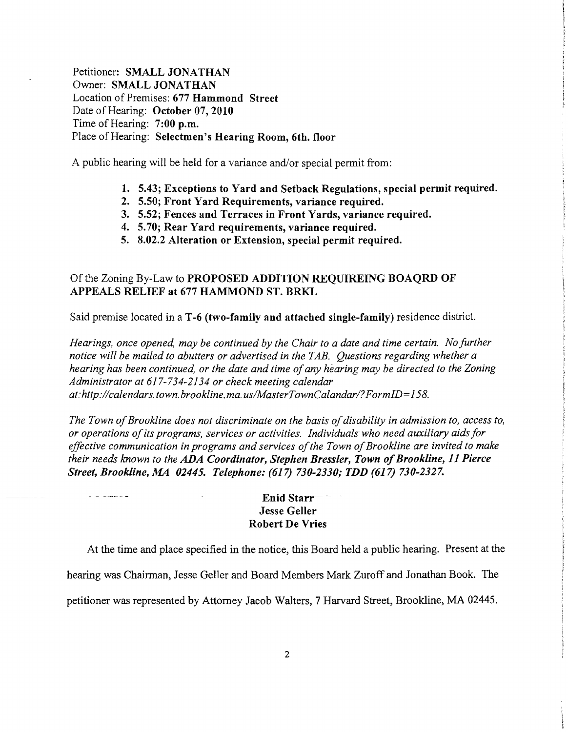Petitioner: **SMALL JONATHAN**
Owner: **SMALL JONATHAN**
Location of Premises: **677 Hammond Street**
Date of Hearing: **October 07, 2010**
Time of Hearing: **7:00 p.m.**
Place of Hearing: **Selectmen's Hearing Room, 6th. floor**

A public hearing will be held for a variance and/or special permit from:

1. **5.43; Exceptions to Yard and Setback Regulations, special permit required.**
2. **5.50; Front Yard Requirements, variance required.**
3. **5.52; Fences and Terraces in Front Yards, variance required.**
4. **5.70; Rear Yard requirements, variance required.**
5. **8.02.2 Alteration or Extension, special permit required.**

Of the Zoning By-Law to **PROPOSED ADDITION REQUIREING BOAQRD OF APPEALS RELIEF at 677 HAMMOND ST. BRKL**

Said premise located in a **T-6 (two-family and attached single-family)** residence district.

*Hearings, once opened, may be continued by the Chair to a date and time certain. No further notice will be mailed to abutters or advertised in the TAB. Questions regarding whether a hearing has been continued, or the date and time of any hearing may be directed to the Zoning Administrator at 617-734-2134 or check meeting calendar at:http://calendars.town.brookline.ma.us/MasterTownCalandar/?FormID=158.*

*The Town of Brookline does not discriminate on the basis of disability in admission to, access to, or operations of its programs, services or activities. Individuals who need auxiliary aids for effective communication in programs and services of the Town of Brookline are invited to make their needs known to the* ***ADA Coordinator, Stephen Bressler, Town of Brookline, 11 Pierce Street, Brookline, MA 02445. Telephone: (617) 730-2330; TDD (617) 730-2327.***

**Enid Starr**
**Jesse Geller**
**Robert De Vries**

At the time and place specified in the notice, this Board held a public hearing. Present at the hearing was Chairman, Jesse Geller and Board Members Mark Zuroff and Jonathan Book. The petitioner was represented by Attorney Jacob Walters, 7 Harvard Street, Brookline, MA 02445.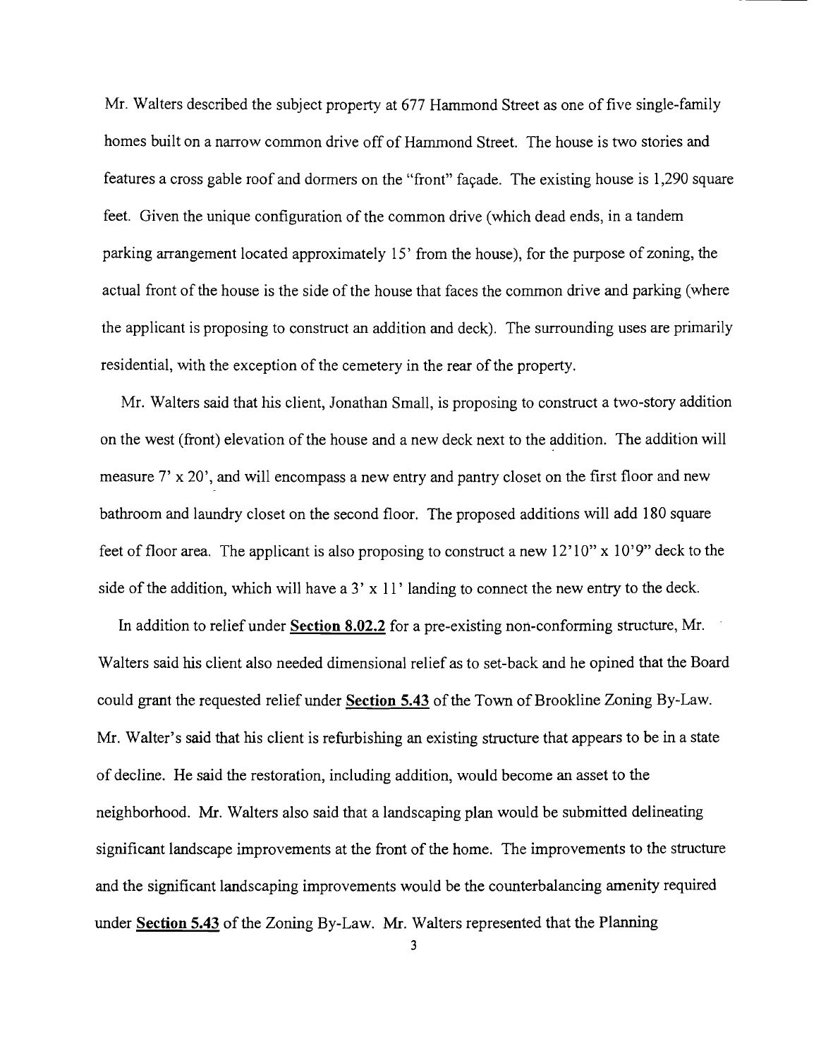Mr. Walters described the subject property at 677 Hammond Street as one of five single-family homes built on a narrow common drive off of Hammond Street. The house is two stories and features a cross gable roof and dormers on the "front" façade. The existing house is 1,290 square feet. Given the unique configuration of the common drive (which dead ends, in a tandem parking arrangement located approximately 15' from the house), for the purpose of zoning, the actual front of the house is the side of the house that faces the common drive and parking (where the applicant is proposing to construct an addition and deck). The surrounding uses are primarily residential, with the exception of the cemetery in the rear of the property.

Mr. Walters said that his client, Jonathan Small, is proposing to construct a two-story addition on the west (front) elevation of the house and a new deck next to the addition. The addition will measure 7' x 20', and will encompass a new entry and pantry closet on the first floor and new bathroom and laundry closet on the second floor. The proposed additions will add 180 square feet of floor area. The applicant is also proposing to construct a new 12'10" x 10'9" deck to the side of the addition, which will have a 3' x 11' landing to connect the new entry to the deck.

In addition to relief under **Section 8.02.2** for a pre-existing non-conforming structure, Mr. Walters said his client also needed dimensional relief as to set-back and he opined that the Board could grant the requested relief under **Section 5.43** of the Town of Brookline Zoning By-Law. Mr. Walter's said that his client is refurbishing an existing structure that appears to be in a state of decline. He said the restoration, including addition, would become an asset to the neighborhood. Mr. Walters also said that a landscaping plan would be submitted delineating significant landscape improvements at the front of the home. The improvements to the structure and the significant landscaping improvements would be the counterbalancing amenity required under **Section 5.43** of the Zoning By-Law. Mr. Walters represented that the Planning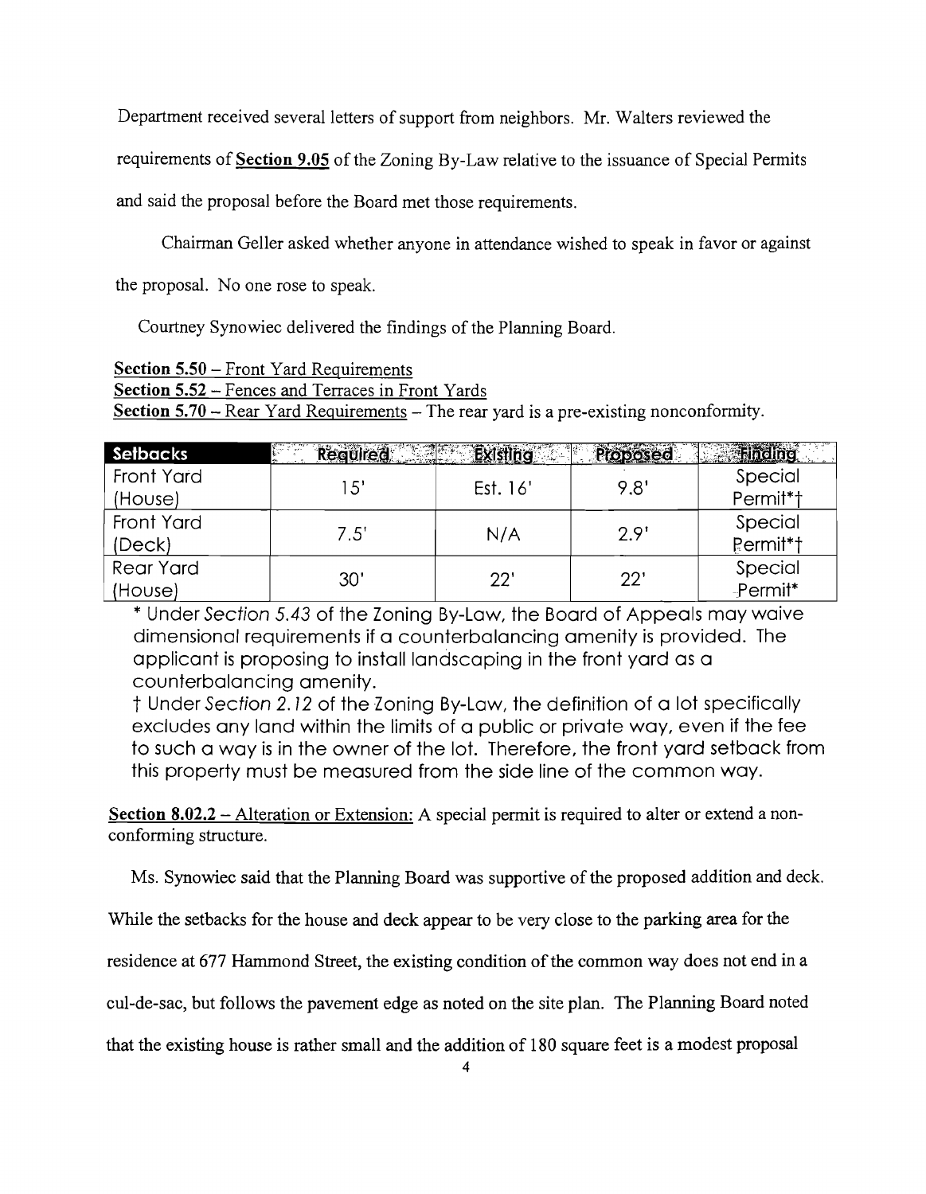Department received several letters of support from neighbors. Mr. Walters reviewed the requirements of **Section 9.05** of the Zoning By-Law relative to the issuance of Special Permits and said the proposal before the Board met those requirements.

Chairman Geller asked whether anyone in attendance wished to speak in favor or against the proposal. No one rose to speak.

Courtney Synowiec delivered the findings of the Planning Board.

**Section 5.50** – Front Yard Requirements
**Section 5.52** – Fences and Terraces in Front Yards
**Section 5.70** – Rear Yard Requirements – The rear yard is a pre-existing nonconformity.

| Setbacks | Required | Existing | Proposed | Finding |
|---|---|---|---|---|
| Front Yard (House) | 15' | Est. 16' | 9.8' | Special Permit*† |
| Front Yard (Deck) | 7.5' | N/A | 2.9' | Special Permit*† |
| Rear Yard (House) | 30' | 22' | 22' | Special Permit* |

\* Under *Section 5.43* of the Zoning By-Law, the Board of Appeals may waive dimensional requirements if a counterbalancing amenity is provided. The applicant is proposing to install landscaping in the front yard as a counterbalancing amenity.

† Under *Section 2.12* of the Zoning By-Law, the definition of a lot specifically excludes any land within the limits of a public or private way, even if the fee to such a way is in the owner of the lot. Therefore, the front yard setback from this property must be measured from the side line of the common way.

**Section 8.02.2** – Alteration or Extension: A special permit is required to alter or extend a non-conforming structure.

Ms. Synowiec said that the Planning Board was supportive of the proposed addition and deck. While the setbacks for the house and deck appear to be very close to the parking area for the residence at 677 Hammond Street, the existing condition of the common way does not end in a cul-de-sac, but follows the pavement edge as noted on the site plan. The Planning Board noted that the existing house is rather small and the addition of 180 square feet is a modest proposal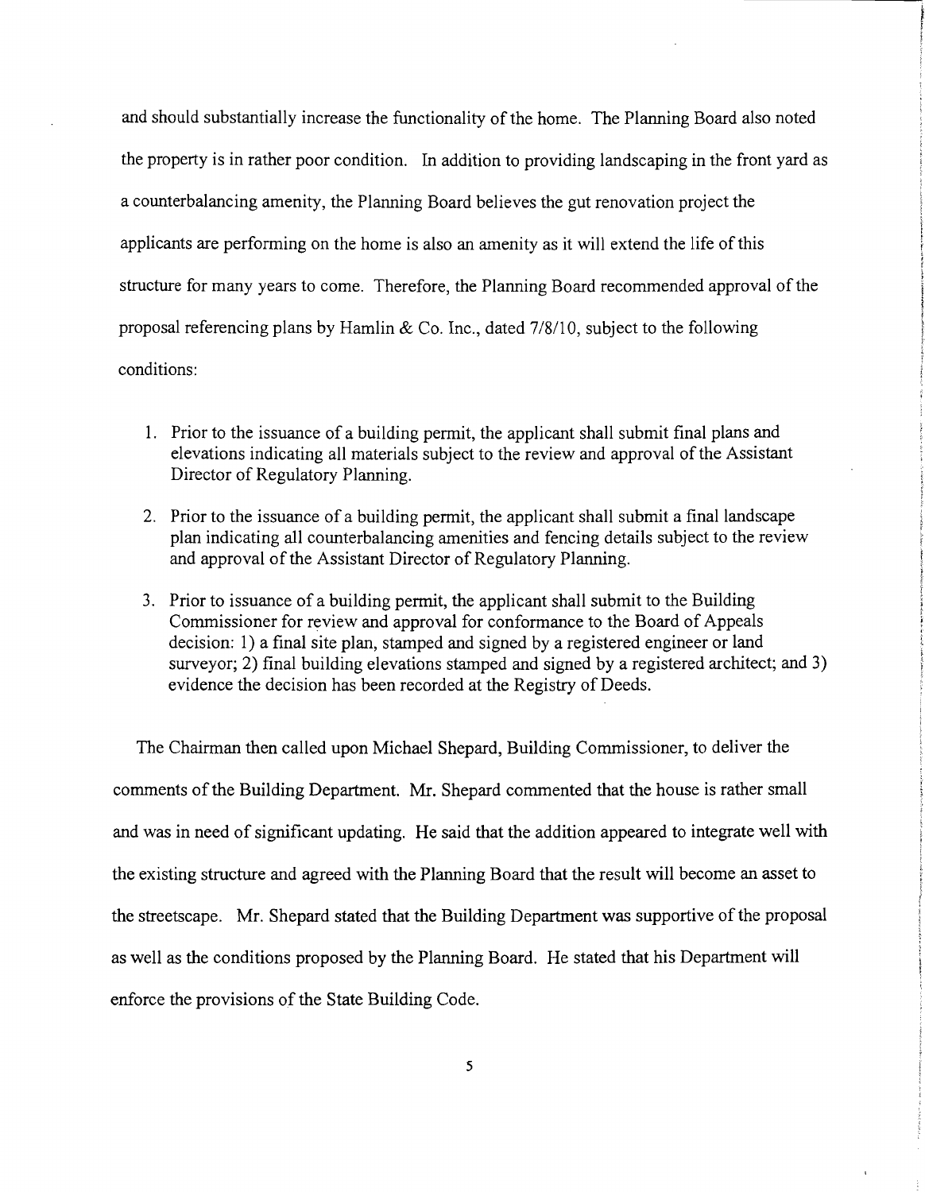and should substantially increase the functionality of the home. The Planning Board also noted the property is in rather poor condition. In addition to providing landscaping in the front yard as a counterbalancing amenity, the Planning Board believes the gut renovation project the applicants are performing on the home is also an amenity as it will extend the life of this structure for many years to come. Therefore, the Planning Board recommended approval of the proposal referencing plans by Hamlin & Co. Inc., dated 7/8/10, subject to the following conditions:

1. Prior to the issuance of a building permit, the applicant shall submit final plans and elevations indicating all materials subject to the review and approval of the Assistant Director of Regulatory Planning.
2. Prior to the issuance of a building permit, the applicant shall submit a final landscape plan indicating all counterbalancing amenities and fencing details subject to the review and approval of the Assistant Director of Regulatory Planning.
3. Prior to issuance of a building permit, the applicant shall submit to the Building Commissioner for review and approval for conformance to the Board of Appeals decision: 1) a final site plan, stamped and signed by a registered engineer or land surveyor; 2) final building elevations stamped and signed by a registered architect; and 3) evidence the decision has been recorded at the Registry of Deeds.

The Chairman then called upon Michael Shepard, Building Commissioner, to deliver the comments of the Building Department. Mr. Shepard commented that the house is rather small and was in need of significant updating. He said that the addition appeared to integrate well with the existing structure and agreed with the Planning Board that the result will become an asset to the streetscape. Mr. Shepard stated that the Building Department was supportive of the proposal as well as the conditions proposed by the Planning Board. He stated that his Department will enforce the provisions of the State Building Code.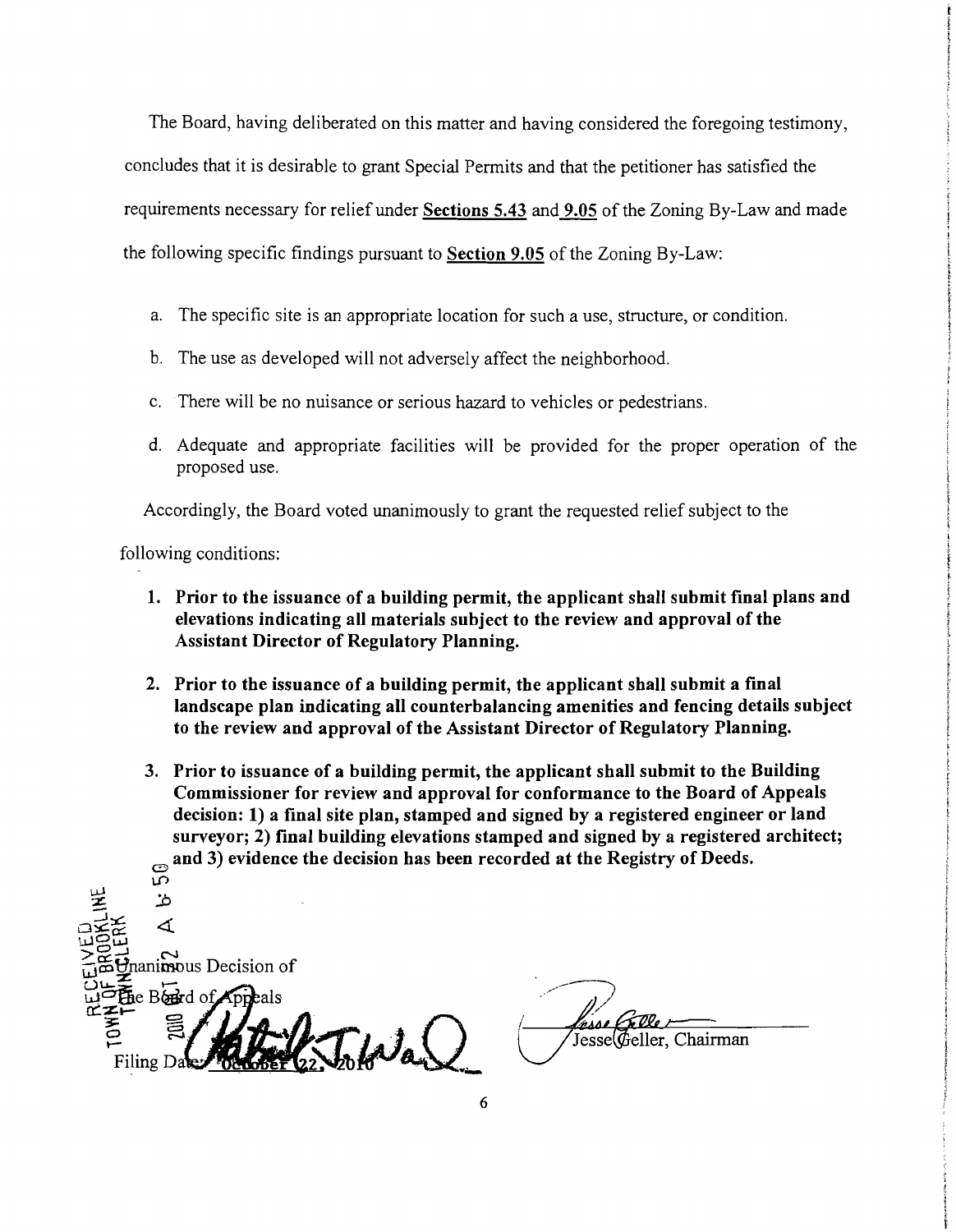The Board, having deliberated on this matter and having considered the foregoing testimony, concludes that it is desirable to grant Special Permits and that the petitioner has satisfied the requirements necessary for relief under **Sections 5.43** and **9.05** of the Zoning By-Law and made the following specific findings pursuant to **Section 9.05** of the Zoning By-Law:

a. The specific site is an appropriate location for such a use, structure, or condition.

b. The use as developed will not adversely affect the neighborhood.

c. There will be no nuisance or serious hazard to vehicles or pedestrians.

d. Adequate and appropriate facilities will be provided for the proper operation of the proposed use.

Accordingly, the Board voted unanimously to grant the requested relief subject to the following conditions:

1. **Prior to the issuance of a building permit, the applicant shall submit final plans and elevations indicating all materials subject to the review and approval of the Assistant Director of Regulatory Planning.**

2. **Prior to the issuance of a building permit, the applicant shall submit a final landscape plan indicating all counterbalancing amenities and fencing details subject to the review and approval of the Assistant Director of Regulatory Planning.**

3. **Prior to issuance of a building permit, the applicant shall submit to the Building Commissioner for review and approval for conformance to the Board of Appeals decision: 1) a final site plan, stamped and signed by a registered engineer or land surveyor; 2) final building elevations stamped and signed by a registered architect; and 3) evidence the decision has been recorded at the Registry of Deeds.**

RECEIVED TOWN OF BROOKLINE TOWN CLERK 2010 OCT 22 A 6:50

Unanimous Decision of The Board of Appeals

Filing Date: October 22, 2010

Jesse Geller, Chairman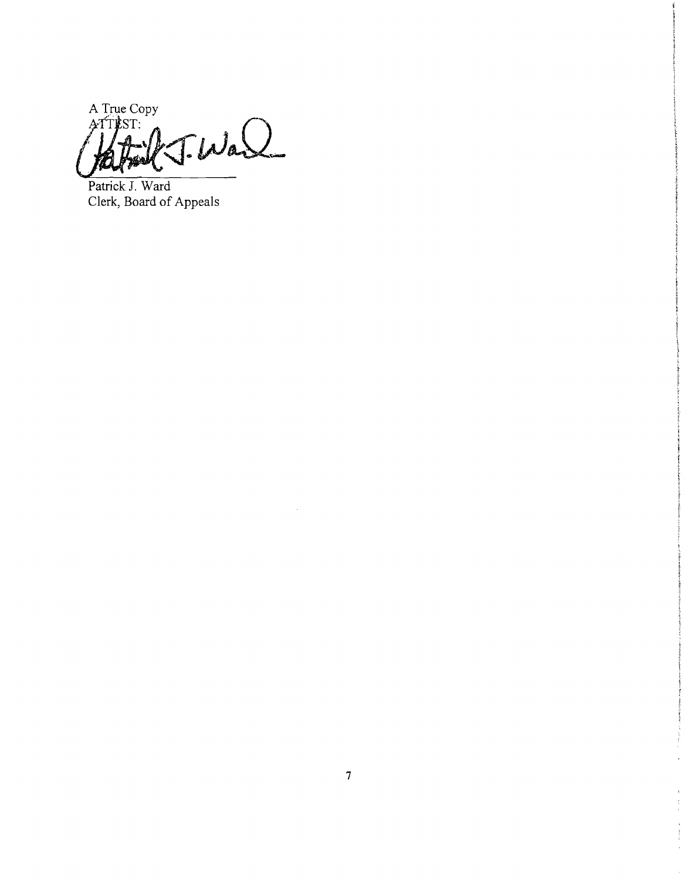A True Copy
ATTEST:

Patrick J. Ward
Clerk, Board of Appeals